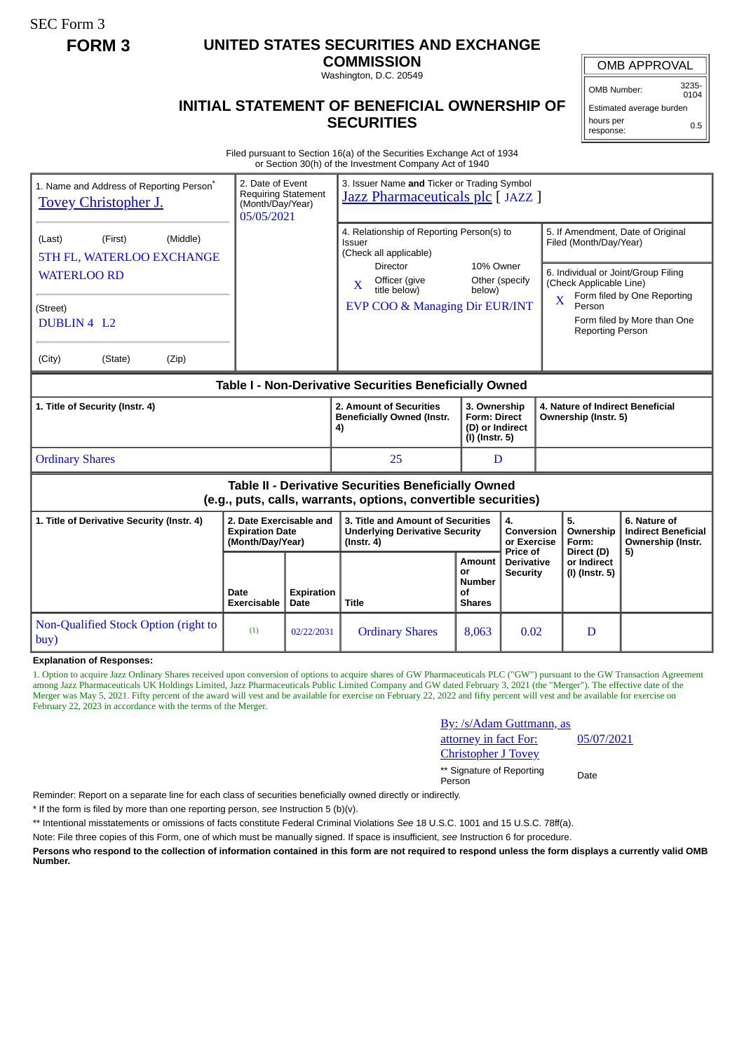SEC Form 3

**FORM 3**

# UNITED STATES SECURITIES AND EXCHANGE COMMISSION

Washington, D.C. 20549

## INITIAL STATEMENT OF BENEFICIAL OWNERSHIP OF SECURITIES

| OMB APPROVAL | |
|---|---|
| OMB Number: | 3235-0104 |
| Estimated average burden | |
| hours per response: | 0.5 |

Filed pursuant to Section 16(a) of the Securities Exchange Act of 1934
or Section 30(h) of the Investment Company Act of 1940

| 1. Name and Address of Reporting Person* | 2. Date of Event Requiring Statement (Month/Day/Year) | 3. Issuer Name **and** Ticker or Trading Symbol |
|---|---|---|
| Tovey Christopher J. | 05/05/2021 | Jazz Pharmaceuticals plc [ JAZZ ] |
| (Last) (First) (Middle)<br>5TH FL, WATERLOO EXCHANGE<br>WATERLOO RD | | 4. Relationship of Reporting Person(s) to Issuer (Check all applicable)<br>Director: <br>10% Owner: <br>Officer (give title below): X<br>Other (specify below): <br>EVP COO & Managing Dir EUR/INT |
| (Street)<br>DUBLIN 4 L2 | | 5. If Amendment, Date of Original Filed (Month/Day/Year) |
| (City) (State) (Zip) | | 6. Individual or Joint/Group Filing (Check Applicable Line)<br>X Form filed by One Reporting Person<br>Form filed by More than One Reporting Person |

### Table I - Non-Derivative Securities Beneficially Owned

| 1. Title of Security (Instr. 4) | 2. Amount of Securities Beneficially Owned (Instr. 4) | 3. Ownership Form: Direct (D) or Indirect (I) (Instr. 5) | 4. Nature of Indirect Beneficial Ownership (Instr. 5) |
|---|---|---|---|
| Ordinary Shares | 25 | D | |

### Table II - Derivative Securities Beneficially Owned (e.g., puts, calls, warrants, options, convertible securities)

| 1. Title of Derivative Security (Instr. 4) | 2. Date Exercisable and Expiration Date (Month/Day/Year) | | 3. Title and Amount of Securities Underlying Derivative Security (Instr. 4) | | 4. Conversion or Exercise Price of Derivative Security | 5. Ownership Form: Direct (D) or Indirect (I) (Instr. 5) | 6. Nature of Indirect Beneficial Ownership (Instr. 5) |
|---|---|---|---|---|---|---|---|
| | Date Exercisable | Expiration Date | Title | Amount or Number of Shares | | | |
| Non-Qualified Stock Option (right to buy) | (1) | 02/22/2031 | Ordinary Shares | 8,063 | 0.02 | D | |

**Explanation of Responses:**

1. Option to acquire Jazz Ordinary Shares received upon conversion of options to acquire shares of GW Pharmaceuticals PLC ("GW") pursuant to the GW Transaction Agreement among Jazz Pharmaceuticals UK Holdings Limited, Jazz Pharmaceuticals Public Limited Company and GW dated February 3, 2021 (the "Merger"). The effective date of the Merger was May 5, 2021. Fifty percent of the award will vest and be available for exercise on February 22, 2022 and fifty percent will vest and be available for exercise on February 22, 2023 in accordance with the terms of the Merger.

| By: /s/Adam Guttmann, as attorney in fact For: Christopher J Tovey | 05/07/2021 |
|---|---|
| ** Signature of Reporting Person | Date |

Reminder: Report on a separate line for each class of securities beneficially owned directly or indirectly.

\* If the form is filed by more than one reporting person, *see* Instruction 5 (b)(v).

\** Intentional misstatements or omissions of facts constitute Federal Criminal Violations *See* 18 U.S.C. 1001 and 15 U.S.C. 78ff(a).

Note: File three copies of this Form, one of which must be manually signed. If space is insufficient, *see* Instruction 6 for procedure.

**Persons who respond to the collection of information contained in this form are not required to respond unless the form displays a currently valid OMB Number.**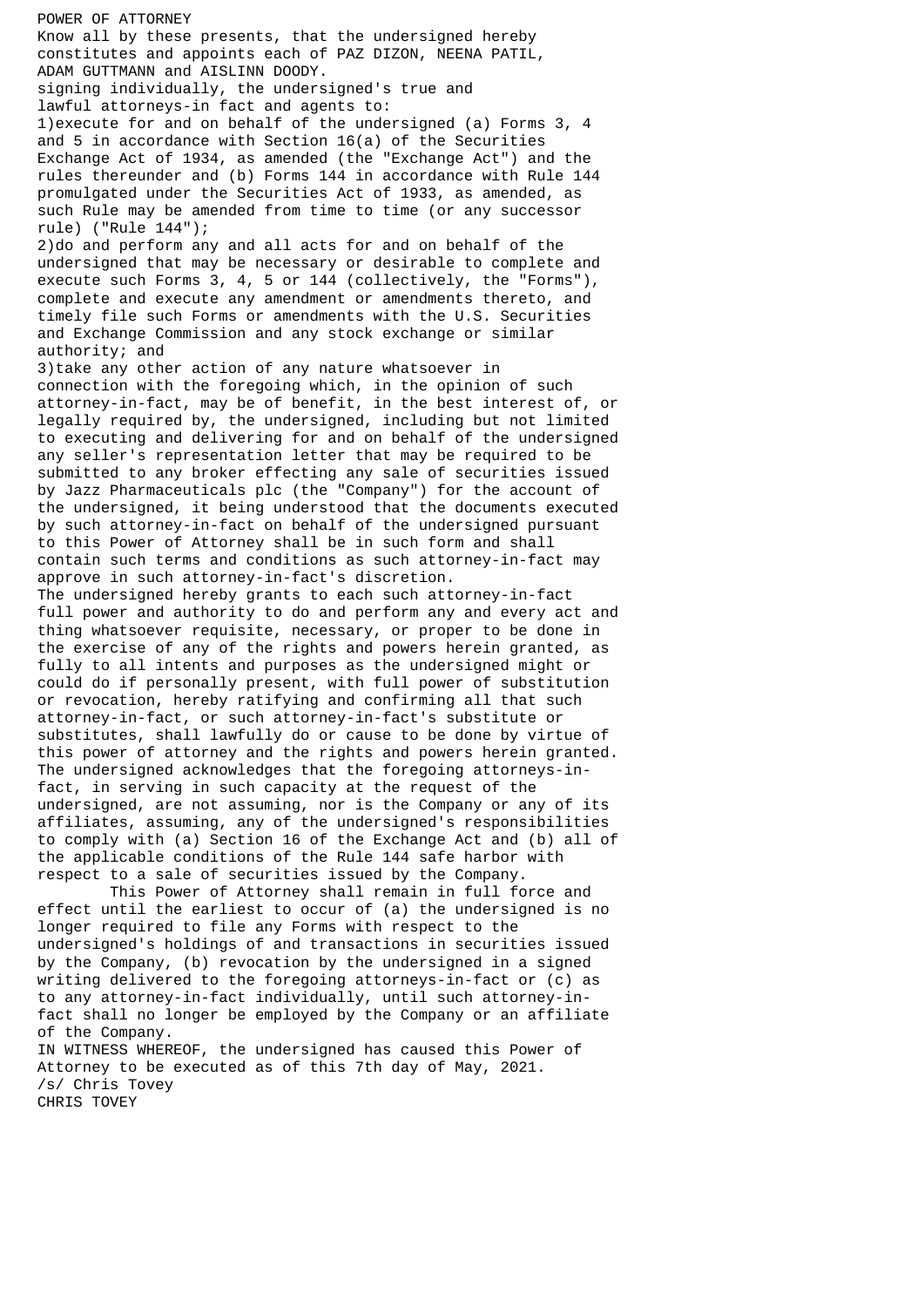# POWER OF ATTORNEY

Know all by these presents, that the undersigned hereby constitutes and appoints each of PAZ DIZON, NEENA PATIL, ADAM GUTTMANN and AISLINN DOODY.

signing individually, the undersigned's true and lawful attorneys-in fact and agents to:

1)execute for and on behalf of the undersigned (a) Forms 3, 4 and 5 in accordance with Section 16(a) of the Securities Exchange Act of 1934, as amended (the "Exchange Act") and the rules thereunder and (b) Forms 144 in accordance with Rule 144 promulgated under the Securities Act of 1933, as amended, as such Rule may be amended from time to time (or any successor rule) ("Rule 144");

2)do and perform any and all acts for and on behalf of the undersigned that may be necessary or desirable to complete and execute such Forms 3, 4, 5 or 144 (collectively, the "Forms"), complete and execute any amendment or amendments thereto, and timely file such Forms or amendments with the U.S. Securities and Exchange Commission and any stock exchange or similar authority; and

3)take any other action of any nature whatsoever in connection with the foregoing which, in the opinion of such attorney-in-fact, may be of benefit, in the best interest of, or legally required by, the undersigned, including but not limited to executing and delivering for and on behalf of the undersigned any seller's representation letter that may be required to be submitted to any broker effecting any sale of securities issued by Jazz Pharmaceuticals plc (the "Company") for the account of the undersigned, it being understood that the documents executed by such attorney-in-fact on behalf of the undersigned pursuant to this Power of Attorney shall be in such form and shall contain such terms and conditions as such attorney-in-fact may approve in such attorney-in-fact's discretion.

The undersigned hereby grants to each such attorney-in-fact full power and authority to do and perform any and every act and thing whatsoever requisite, necessary, or proper to be done in the exercise of any of the rights and powers herein granted, as fully to all intents and purposes as the undersigned might or could do if personally present, with full power of substitution or revocation, hereby ratifying and confirming all that such attorney-in-fact, or such attorney-in-fact's substitute or substitutes, shall lawfully do or cause to be done by virtue of this power of attorney and the rights and powers herein granted.

The undersigned acknowledges that the foregoing attorneys-in-fact, in serving in such capacity at the request of the undersigned, are not assuming, nor is the Company or any of its affiliates, assuming, any of the undersigned's responsibilities to comply with (a) Section 16 of the Exchange Act and (b) all of the applicable conditions of the Rule 144 safe harbor with respect to a sale of securities issued by the Company.

This Power of Attorney shall remain in full force and effect until the earliest to occur of (a) the undersigned is no longer required to file any Forms with respect to the undersigned's holdings of and transactions in securities issued by the Company, (b) revocation by the undersigned in a signed writing delivered to the foregoing attorneys-in-fact or (c) as to any attorney-in-fact individually, until such attorney-in-fact shall no longer be employed by the Company or an affiliate of the Company.

IN WITNESS WHEREOF, the undersigned has caused this Power of Attorney to be executed as of this 7th day of May, 2021.

/s/ Chris Tovey

CHRIS TOVEY